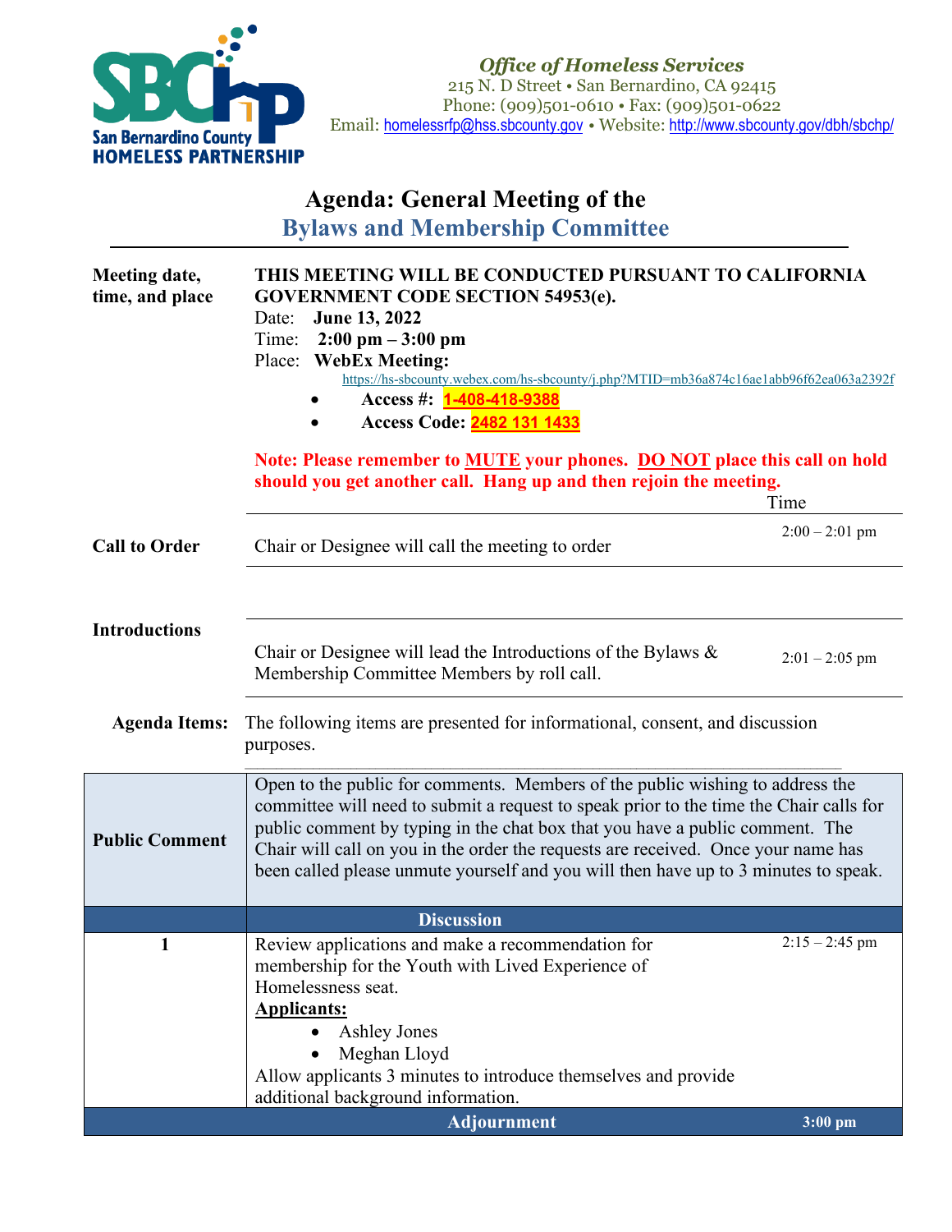San Bernardino County HOMELESS PARTNERSHIP

***Office of Homeless Services***
215 N. D Street • San Bernardino, CA 92415
Phone: (909)501-0610 • Fax: (909)501-0622
Email: homelessrfp@hss.sbcounty.gov • Website: http://www.sbcounty.gov/dbh/sbchp/

# Agenda: General Meeting of the
## Bylaws and Membership Committee

**Meeting date, time, and place**

**THIS MEETING WILL BE CONDUCTED PURSUANT TO CALIFORNIA GOVERNMENT CODE SECTION 54953(e).**

Date: **June 13, 2022**
Time: **2:00 pm – 3:00 pm**
Place: **WebEx Meeting:**
https://hs-sbcounty.webex.com/hs-sbcounty/j.php?MTID=mb36a874c16ae1abb96f62ea063a2392f

- **Access #: 1-408-418-9388**
- **Access Code: 2482 131 1433**

**Note: Please remember to MUTE your phones. DO NOT place this call on hold should you get another call. Hang up and then rejoin the meeting.**

| | | Time |
|---|---|---|
| **Call to Order** | Chair or Designee will call the meeting to order | 2:00 – 2:01 pm |
| **Introductions** | Chair or Designee will lead the Introductions of the Bylaws & Membership Committee Members by roll call. | 2:01 – 2:05 pm |

**Agenda Items:** The following items are presented for informational, consent, and discussion purposes.

| | | |
|---|---|---|
| **Public Comment** | Open to the public for comments. Members of the public wishing to address the committee will need to submit a request to speak prior to the time the Chair calls for public comment by typing in the chat box that you have a public comment. The Chair will call on you in the order the requests are received. Once your name has been called please unmute yourself and you will then have up to 3 minutes to speak. | |
| | **Discussion** | |
| 1 | Review applications and make a recommendation for membership for the Youth with Lived Experience of Homelessness seat.<br>**Applicants:**<br>• Ashley Jones<br>• Meghan Lloyd<br>Allow applicants 3 minutes to introduce themselves and provide additional background information. | 2:15 – 2:45 pm |
| | **Adjournment** | **3:00 pm** |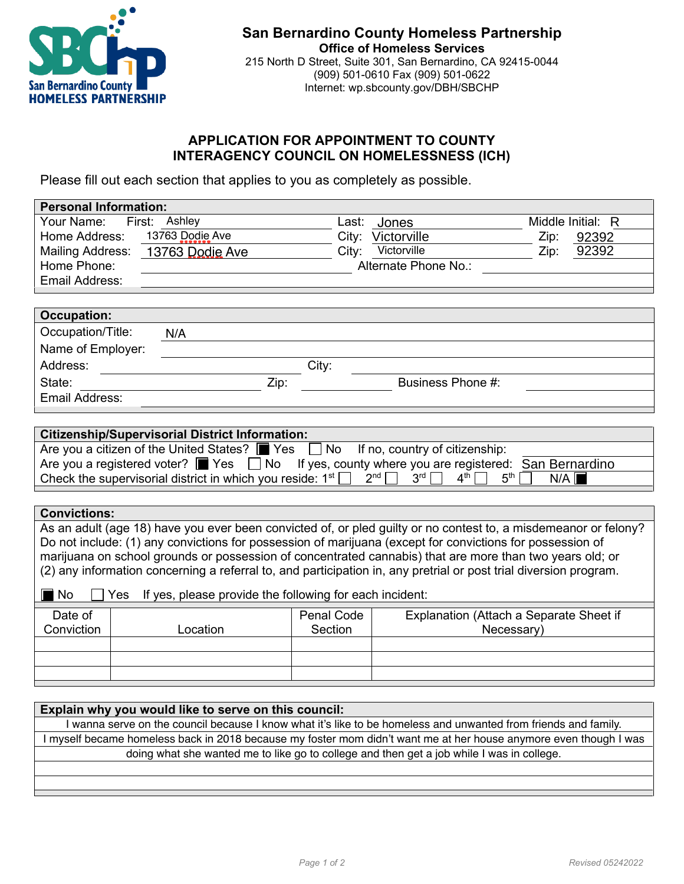**San Bernardino County Homeless Partnership**
**Office of Homeless Services**
215 North D Street, Suite 301, San Bernardino, CA 92415-0044
(909) 501-0610 Fax (909) 501-0622
Internet: wp.sbcounty.gov/DBH/SBCHP

## APPLICATION FOR APPOINTMENT TO COUNTY INTERAGENCY COUNCIL ON HOMELESSNESS (ICH)

Please fill out each section that applies to you as completely as possible.

### Personal Information:

| | | | | | |
|---|---|---|---|---|---|
| Your Name: First: | Ashley | Last: | Jones | Middle Initial: | R |
| Home Address: | 13763 Dodie Ave | City: | Victorville | Zip: | 92392 |
| Mailing Address: | 13763 Dodie Ave | City: | Victorville | Zip: | 92392 |
| Home Phone: | | Alternate Phone No.: | | | |
| Email Address: | | | | | |

### Occupation:

| | | | |
|---|---|---|---|
| Occupation/Title: | N/A | | |
| Name of Employer: | | | |
| Address: | | City: | |
| State: | Zip: | Business Phone #: | |
| Email Address: | | | |

### Citizenship/Supervisorial District Information:

Are you a citizen of the United States? ☒ Yes ☐ No If no, country of citizenship:

Are you a registered voter? ☒ Yes ☐ No If yes, county where you are registered: San Bernardino

Check the supervisorial district in which you reside: 1st ☐ 2nd ☐ 3rd ☐ 4th ☐ 5th ☐ N/A ☒

### Convictions:

As an adult (age 18) have you ever been convicted of, or pled guilty or no contest to, a misdemeanor or felony? Do not include: (1) any convictions for possession of marijuana (except for convictions for possession of marijuana on school grounds or possession of concentrated cannabis) that are more than two years old; or (2) any information concerning a referral to, and participation in, any pretrial or post trial diversion program.

☒ No ☐ Yes If yes, please provide the following for each incident:

| Date of Conviction | Location | Penal Code Section | Explanation (Attach a Separate Sheet if Necessary) |
|---|---|---|---|
| | | | |
| | | | |
| | | | |

### Explain why you would like to serve on this council:

I wanna serve on the council because I know what it's like to be homeless and unwanted from friends and family. I myself became homeless back in 2018 because my foster mom didn't want me at her house anymore even though I was doing what she wanted me to like go to college and then get a job while I was in college.

Revised 05242022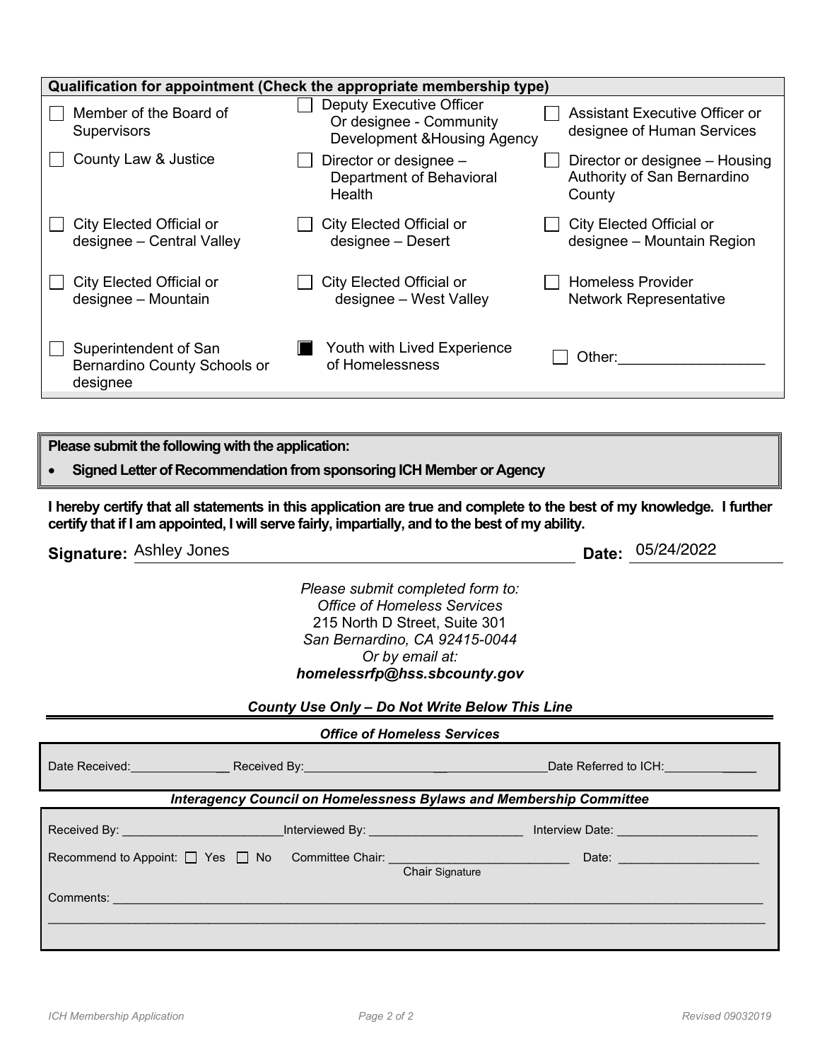| Qualification for appointment (Check the appropriate membership type) | | |
|---|---|---|
| ☐ Member of the Board of Supervisors | ☐ Deputy Executive Officer Or designee - Community Development &Housing Agency | ☐ Assistant Executive Officer or designee of Human Services |
| ☐ County Law & Justice | ☐ Director or designee – Department of Behavioral Health | ☐ Director or designee – Housing Authority of San Bernardino County |
| ☐ City Elected Official or designee – Central Valley | ☐ City Elected Official or designee – Desert | ☐ City Elected Official or designee – Mountain Region |
| ☐ City Elected Official or designee – Mountain | ☐ City Elected Official or designee – West Valley | ☐ Homeless Provider Network Representative |
| ☐ Superintendent of San Bernardino County Schools or designee | ☒ Youth with Lived Experience of Homelessness | ☐ Other:__________________ |

**Please submit the following with the application:**

- **Signed Letter of Recommendation from sponsoring ICH Member or Agency**

**I hereby certify that all statements in this application are true and complete to the best of my knowledge. I further certify that if I am appointed, I will serve fairly, impartially, and to the best of my ability.**

**Signature:** Ashley Jones **Date:** 05/24/2022

*Please submit completed form to:*
*Office of Homeless Services*
215 North D Street, Suite 301
*San Bernardino, CA 92415-0044*
*Or by email at:*
***homelessrfp@hss.sbcounty.gov***

***County Use Only – Do Not Write Below This Line***

***Office of Homeless Services***

Date Received:_______________ Received By:_______________________ Date Referred to ICH:_____________

***Interagency Council on Homelessness Bylaws and Membership Committee***

Received By: ________________________ Interviewed By: _______________________ Interview Date: _____________________

Recommend to Appoint: ☐ Yes ☐ No Committee Chair: ___________________________ Date: _____________________
Chair Signature

Comments: ____________________________________________________________________________________________
________________________________________________________________________________________________________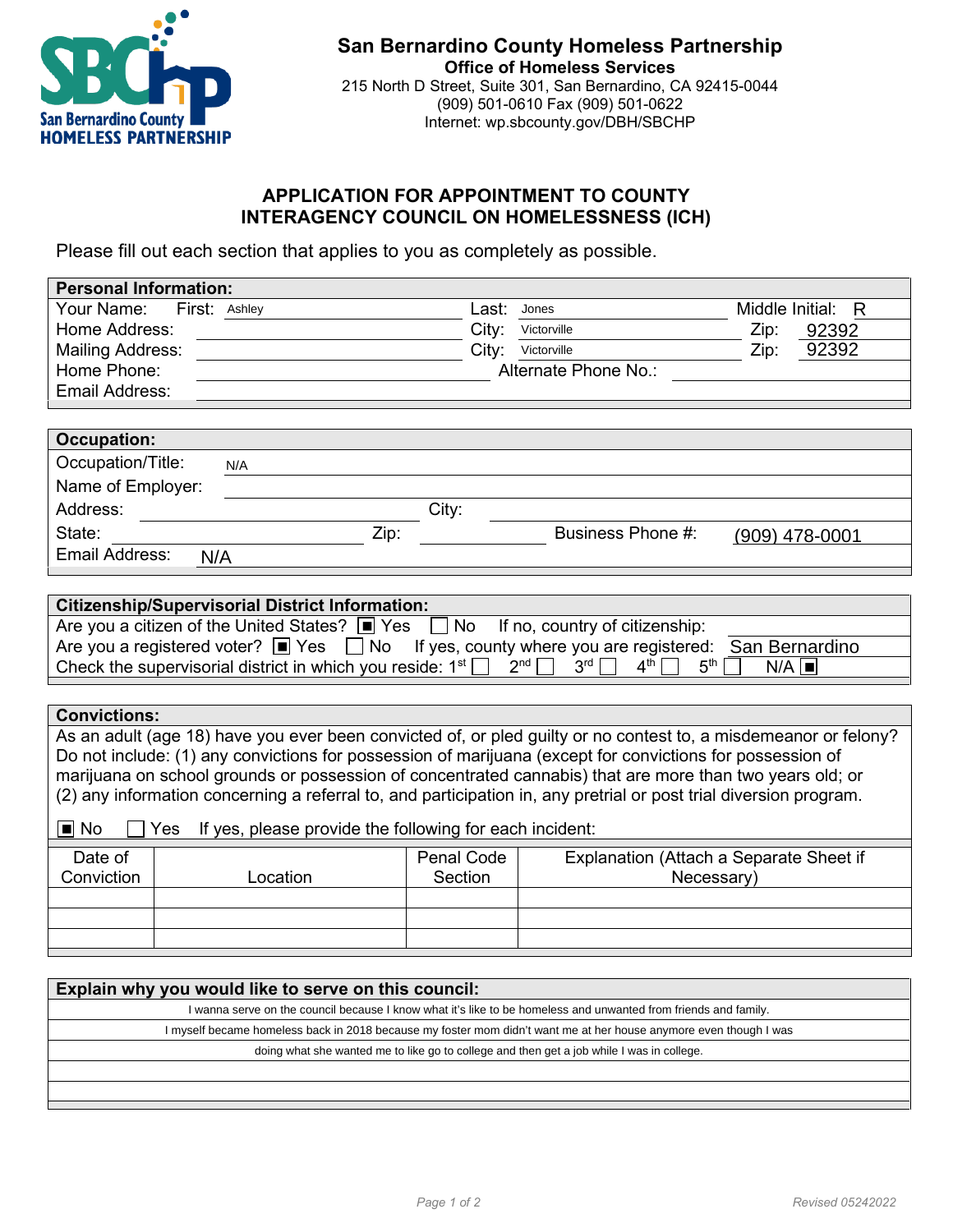**San Bernardino County Homeless Partnership**
**Office of Homeless Services**
215 North D Street, Suite 301, San Bernardino, CA 92415-0044
(909) 501-0610 Fax (909) 501-0622
Internet: wp.sbcounty.gov/DBH/SBCHP

# APPLICATION FOR APPOINTMENT TO COUNTY INTERAGENCY COUNCIL ON HOMELESSNESS (ICH)

Please fill out each section that applies to you as completely as possible.

| **Personal Information:** | | | | | |
|---|---|---|---|---|---|
| Your Name: First: | Ashley | Last: | Jones | Middle Initial: | R |
| Home Address: | | City: | Victorville | Zip: | 92392 |
| Mailing Address: | | City: | Victorville | Zip: | 92392 |
| Home Phone: | | Alternate Phone No.: | | | |
| Email Address: | | | | | |

| **Occupation:** | | | | | |
|---|---|---|---|---|---|
| Occupation/Title: | N/A | | | | |
| Name of Employer: | | | | | |
| Address: | | City: | | | |
| State: | | Zip: | | Business Phone #: | (909) 478-0001 |
| Email Address: | N/A | | | | |

**Citizenship/Supervisorial District Information:**

Are you a citizen of the United States? ☒ Yes ☐ No  If no, country of citizenship:

Are you a registered voter? ☒ Yes ☐ No  If yes, county where you are registered: San Bernardino

Check the supervisorial district in which you reside: 1st ☐ 2nd ☐ 3rd ☐ 4th ☐ 5th ☐ N/A ☒

**Convictions:**

As an adult (age 18) have you ever been convicted of, or pled guilty or no contest to, a misdemeanor or felony? Do not include: (1) any convictions for possession of marijuana (except for convictions for possession of marijuana on school grounds or possession of concentrated cannabis) that are more than two years old; or (2) any information concerning a referral to, and participation in, any pretrial or post trial diversion program.

☒ No ☐ Yes  If yes, please provide the following for each incident:

| Date of Conviction | Location | Penal Code Section | Explanation (Attach a Separate Sheet if Necessary) |
|---|---|---|---|
| | | | |
| | | | |
| | | | |

**Explain why you would like to serve on this council:**

I wanna serve on the council because I know what it's like to be homeless and unwanted from friends and family.
I myself became homeless back in 2018 because my foster mom didn't want me at her house anymore even though I was
doing what she wanted me to like go to college and then get a job while I was in college.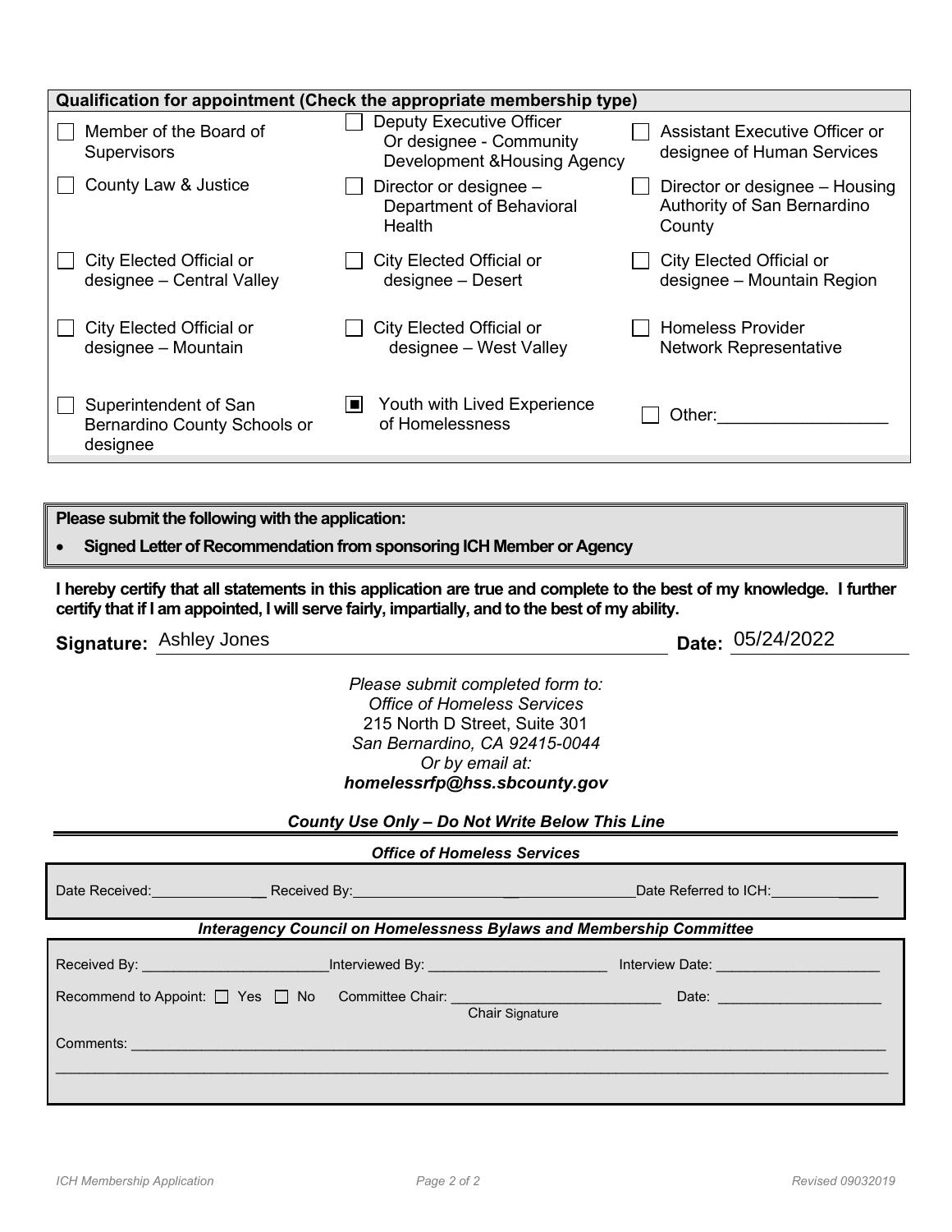| Qualification for appointment (Check the appropriate membership type) | | |
| --- | --- | --- |
| ☐ Member of the Board of Supervisors | ☐ Deputy Executive Officer Or designee - Community Development &Housing Agency | ☐ Assistant Executive Officer or designee of Human Services |
| ☐ County Law & Justice | ☐ Director or designee – Department of Behavioral Health | ☐ Director or designee – Housing Authority of San Bernardino County |
| ☐ City Elected Official or designee – Central Valley | ☐ City Elected Official or designee – Desert | ☐ City Elected Official or designee – Mountain Region |
| ☐ City Elected Official or designee – Mountain | ☐ City Elected Official or designee – West Valley | ☐ Homeless Provider Network Representative |
| ☐ Superintendent of San Bernardino County Schools or designee | ☒ Youth with Lived Experience of Homelessness | ☐ Other:_________________ |

**Please submit the following with the application:**

- **Signed Letter of Recommendation from sponsoring ICH Member or Agency**

**I hereby certify that all statements in this application are true and complete to the best of my knowledge. I further certify that if I am appointed, I will serve fairly, impartially, and to the best of my ability.**

**Signature:** Ashley Jones **Date:** 05/24/2022

*Please submit completed form to:*
*Office of Homeless Services*
215 North D Street, Suite 301
*San Bernardino, CA 92415-0044*
*Or by email at:*
***homelessrfp@hss.sbcounty.gov***

***County Use Only – Do Not Write Below This Line***

***Office of Homeless Services***

Date Received:_______________ Received By:_______________________________ Date Referred to ICH:_____________

***Interagency Council on Homelessness Bylaws and Membership Committee***

Received By: _______________________ Interviewed By: _______________________ Interview Date: _____________________

Recommend to Appoint: ☐ Yes ☐ No Committee Chair: ___________________________ Date: _____________________
Chair Signature

Comments: ___________________________________________________________________________________________